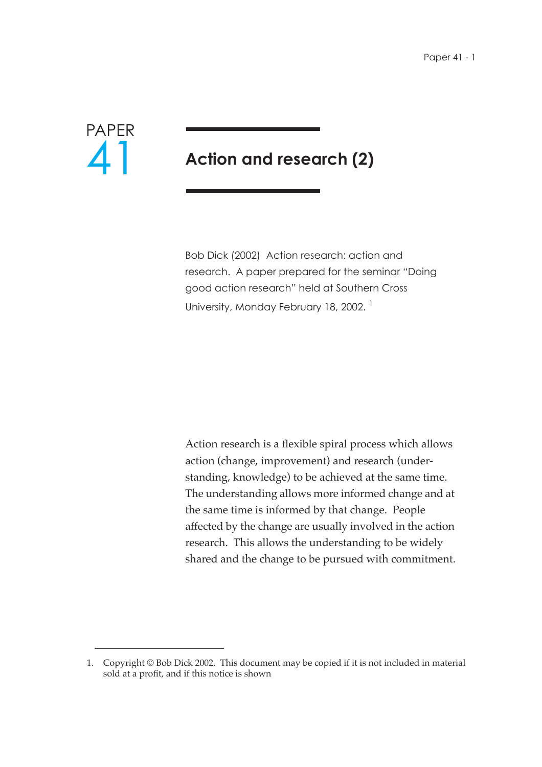PAPER 41

# Action and research (2)

Bob Dick (2002) Action research: action and research. A paper prepared for the seminar "Doing good action research" held at Southern Cross University, Monday February 18, 2002. [1]

Action research is a flexible spiral process which allows action (change, improvement) and research (understanding, knowledge) to be achieved at the same time. The understanding allows more informed change and at the same time is informed by that change. People affected by the change are usually involved in the action research. This allows the understanding to be widely shared and the change to be pursued with commitment.

---

1. Copyright © Bob Dick 2002. This document may be copied if it is not included in material sold at a profit, and if this notice is shown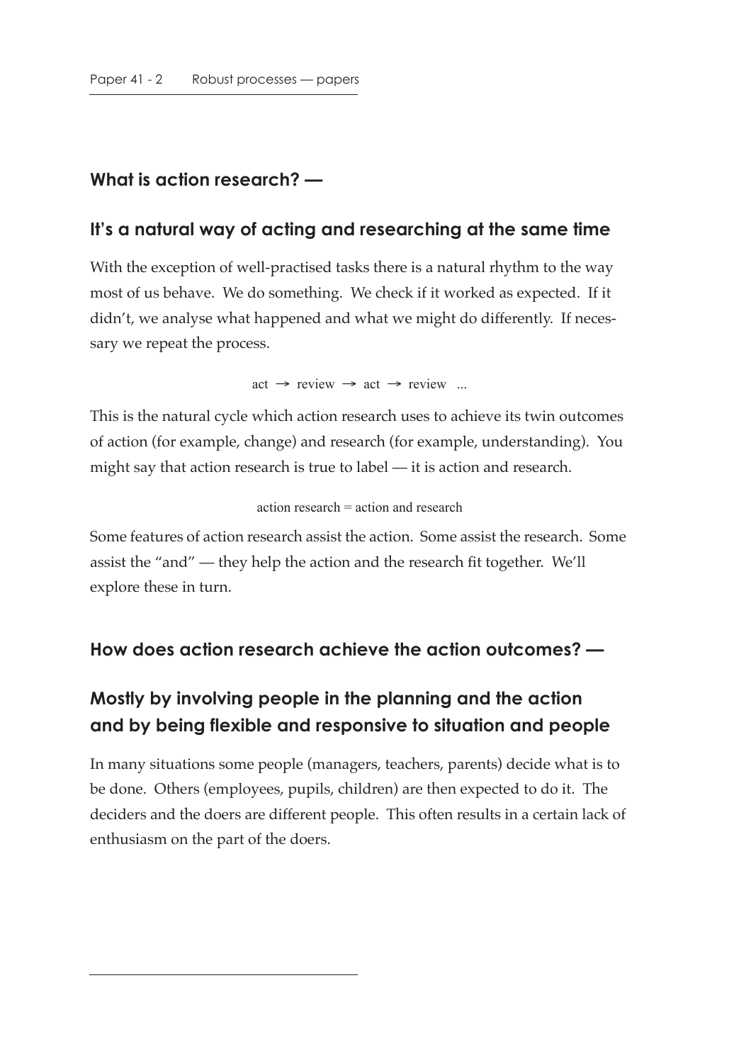## What is action research? —

## It's a natural way of acting and researching at the same time

With the exception of well-practised tasks there is a natural rhythm to the way most of us behave. We do something. We check if it worked as expected. If it didn't, we analyse what happened and what we might do differently. If necessary we repeat the process.

act → review → act → review ...

This is the natural cycle which action research uses to achieve its twin outcomes of action (for example, change) and research (for example, understanding). You might say that action research is true to label — it is action and research.

action research = action and research

Some features of action research assist the action. Some assist the research. Some assist the "and" — they help the action and the research fit together. We'll explore these in turn.

## How does action research achieve the action outcomes? —

## Mostly by involving people in the planning and the action and by being flexible and responsive to situation and people

In many situations some people (managers, teachers, parents) decide what is to be done. Others (employees, pupils, children) are then expected to do it. The deciders and the doers are different people. This often results in a certain lack of enthusiasm on the part of the doers.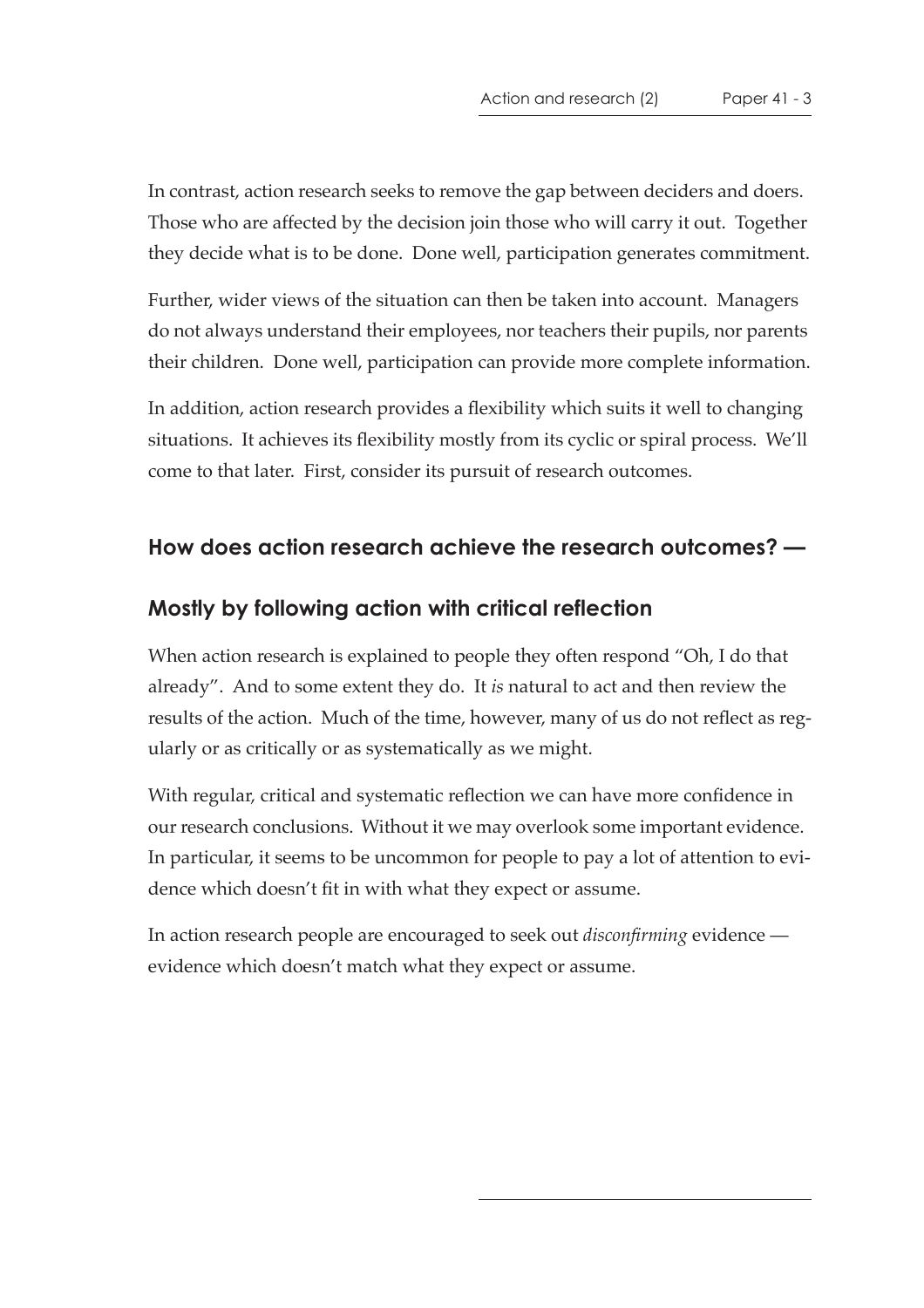In contrast, action research seeks to remove the gap between deciders and doers. Those who are affected by the decision join those who will carry it out. Together they decide what is to be done. Done well, participation generates commitment.

Further, wider views of the situation can then be taken into account. Managers do not always understand their employees, nor teachers their pupils, nor parents their children. Done well, participation can provide more complete information.

In addition, action research provides a flexibility which suits it well to changing situations. It achieves its flexibility mostly from its cyclic or spiral process. We'll come to that later. First, consider its pursuit of research outcomes.

## How does action research achieve the research outcomes? —

## Mostly by following action with critical reflection

When action research is explained to people they often respond "Oh, I do that already". And to some extent they do. It *is* natural to act and then review the results of the action. Much of the time, however, many of us do not reflect as regularly or as critically or as systematically as we might.

With regular, critical and systematic reflection we can have more confidence in our research conclusions. Without it we may overlook some important evidence. In particular, it seems to be uncommon for people to pay a lot of attention to evidence which doesn't fit in with what they expect or assume.

In action research people are encouraged to seek out *disconfirming* evidence — evidence which doesn't match what they expect or assume.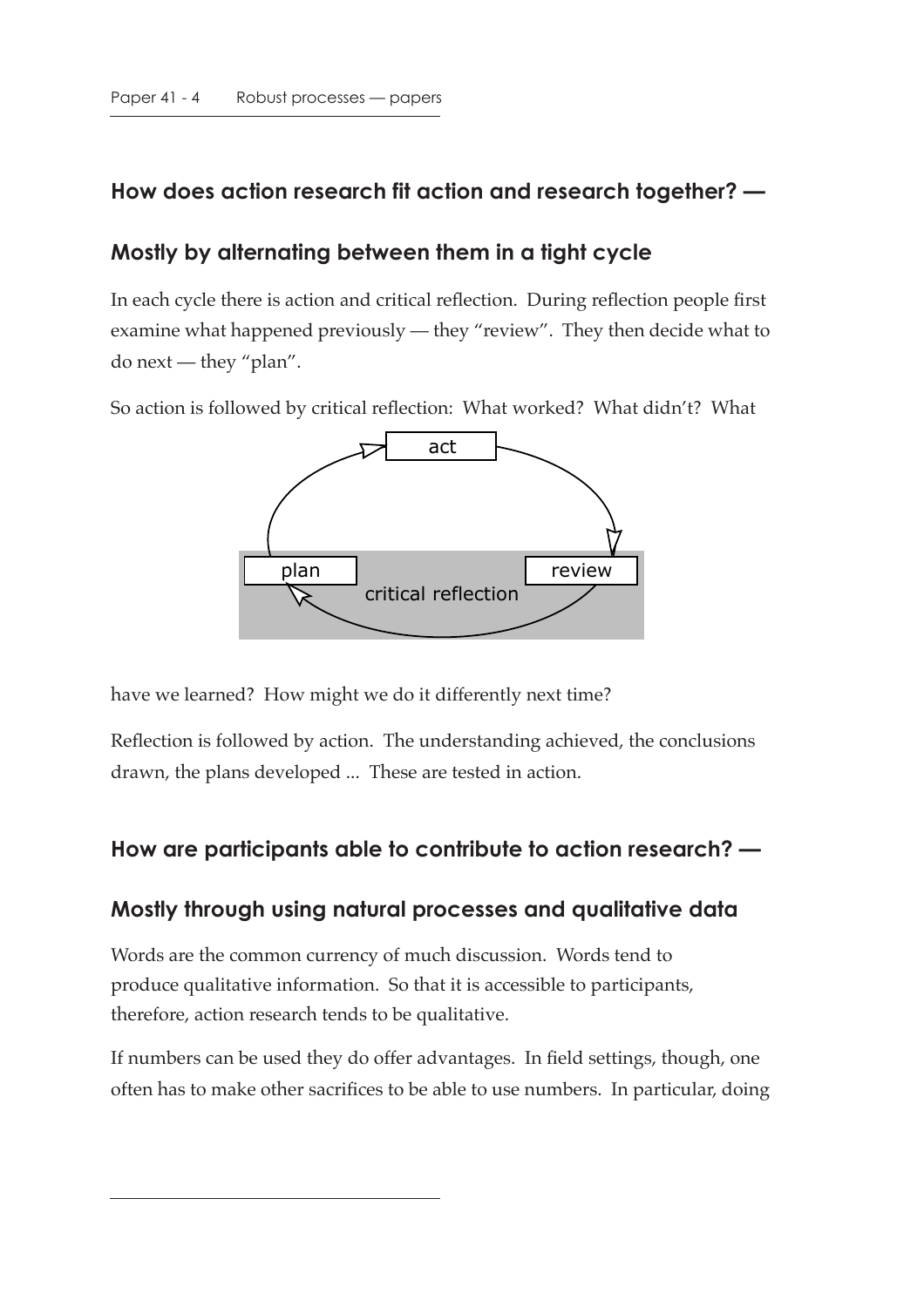## How does action research fit action and research together? —

## Mostly by alternating between them in a tight cycle

In each cycle there is action and critical reflection. During reflection people first examine what happened previously — they "review". They then decide what to do next — they "plan".

So action is followed by critical reflection: What worked? What didn't? What have we learned? How might we do it differently next time?

Reflection is followed by action. The understanding achieved, the conclusions drawn, the plans developed ... These are tested in action.

## How are participants able to contribute to action research? —

## Mostly through using natural processes and qualitative data

Words are the common currency of much discussion. Words tend to produce qualitative information. So that it is accessible to participants, therefore, action research tends to be qualitative.

If numbers can be used they do offer advantages. In field settings, though, one often has to make other sacrifices to be able to use numbers. In particular, doing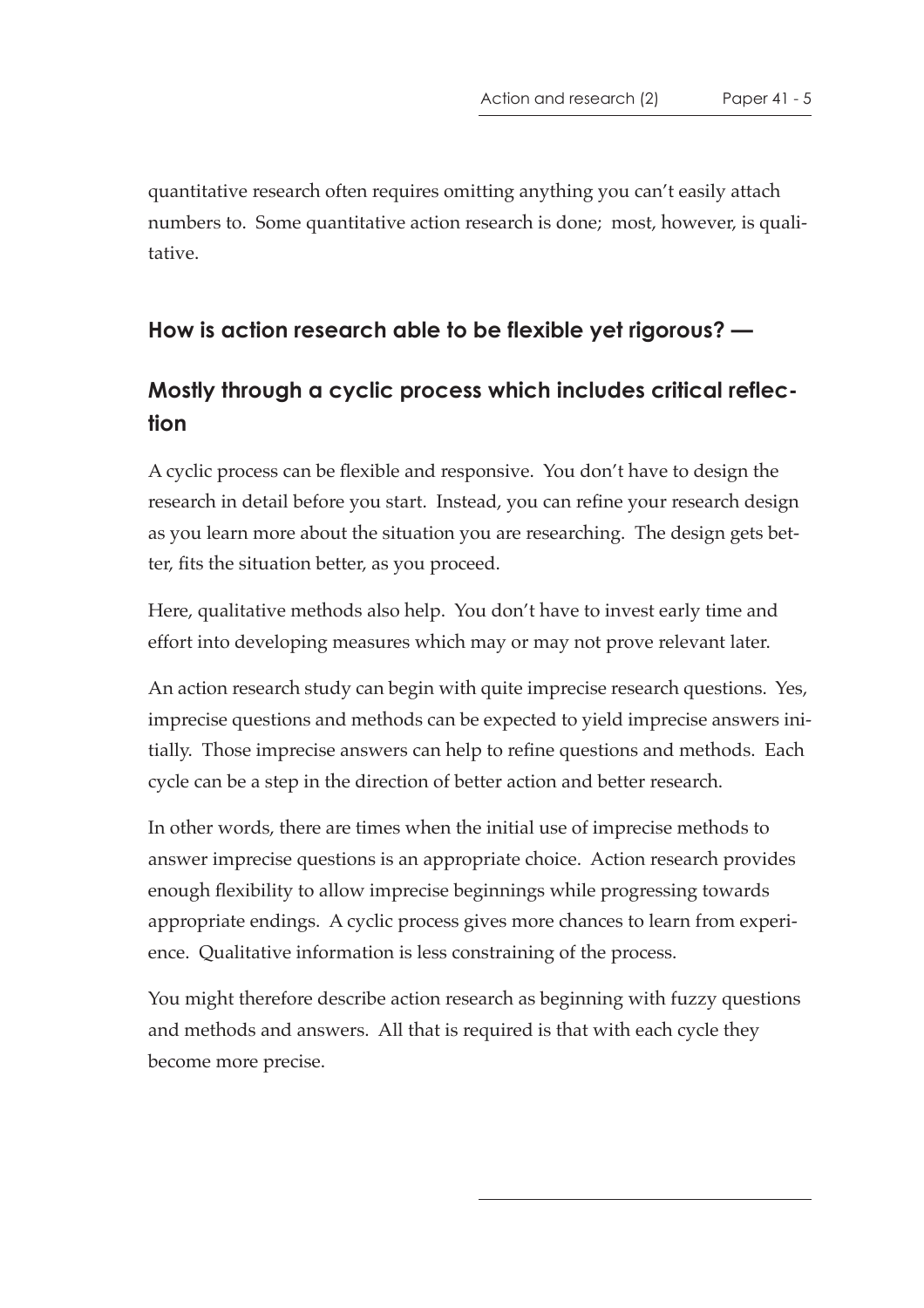quantitative research often requires omitting anything you can't easily attach numbers to. Some quantitative action research is done; most, however, is qualitative.

### How is action research able to be flexible yet rigorous? —

### Mostly through a cyclic process which includes critical reflection

A cyclic process can be flexible and responsive. You don't have to design the research in detail before you start. Instead, you can refine your research design as you learn more about the situation you are researching. The design gets better, fits the situation better, as you proceed.

Here, qualitative methods also help. You don't have to invest early time and effort into developing measures which may or may not prove relevant later.

An action research study can begin with quite imprecise research questions. Yes, imprecise questions and methods can be expected to yield imprecise answers initially. Those imprecise answers can help to refine questions and methods. Each cycle can be a step in the direction of better action and better research.

In other words, there are times when the initial use of imprecise methods to answer imprecise questions is an appropriate choice. Action research provides enough flexibility to allow imprecise beginnings while progressing towards appropriate endings. A cyclic process gives more chances to learn from experience. Qualitative information is less constraining of the process.

You might therefore describe action research as beginning with fuzzy questions and methods and answers. All that is required is that with each cycle they become more precise.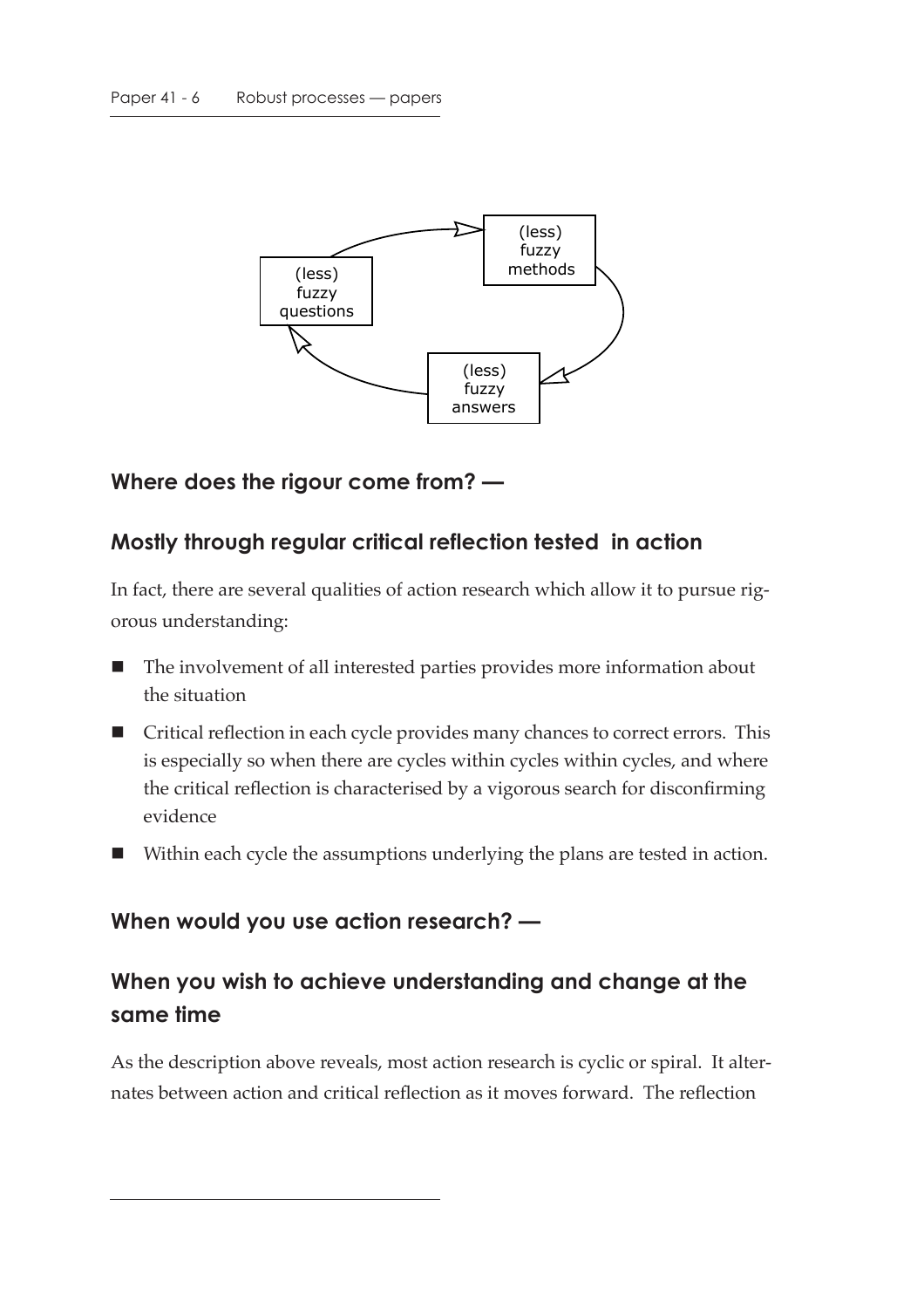## Where does the rigour come from? —

## Mostly through regular critical reflection tested in action

In fact, there are several qualities of action research which allow it to pursue rigorous understanding:

- The involvement of all interested parties provides more information about the situation
- Critical reflection in each cycle provides many chances to correct errors. This is especially so when there are cycles within cycles within cycles, and where the critical reflection is characterised by a vigorous search for disconfirming evidence
- Within each cycle the assumptions underlying the plans are tested in action.

## When would you use action research? —

## When you wish to achieve understanding and change at the same time

As the description above reveals, most action research is cyclic or spiral. It alternates between action and critical reflection as it moves forward. The reflection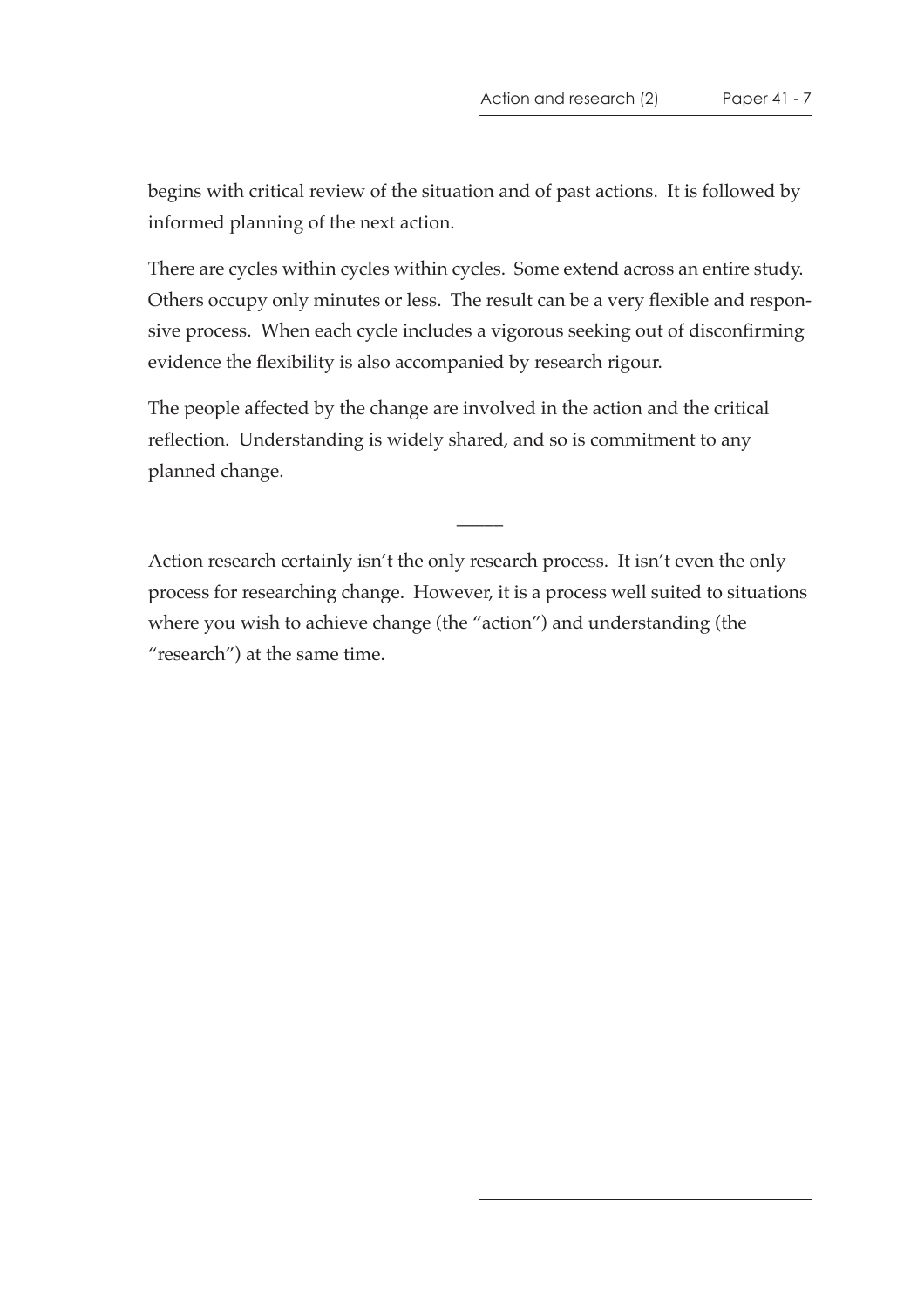begins with critical review of the situation and of past actions. It is followed by informed planning of the next action.

There are cycles within cycles within cycles. Some extend across an entire study. Others occupy only minutes or less. The result can be a very flexible and responsive process. When each cycle includes a vigorous seeking out of disconfirming evidence the flexibility is also accompanied by research rigour.

The people affected by the change are involved in the action and the critical reflection. Understanding is widely shared, and so is commitment to any planned change.

---

Action research certainly isn't the only research process. It isn't even the only process for researching change. However, it is a process well suited to situations where you wish to achieve change (the "action") and understanding (the "research") at the same time.